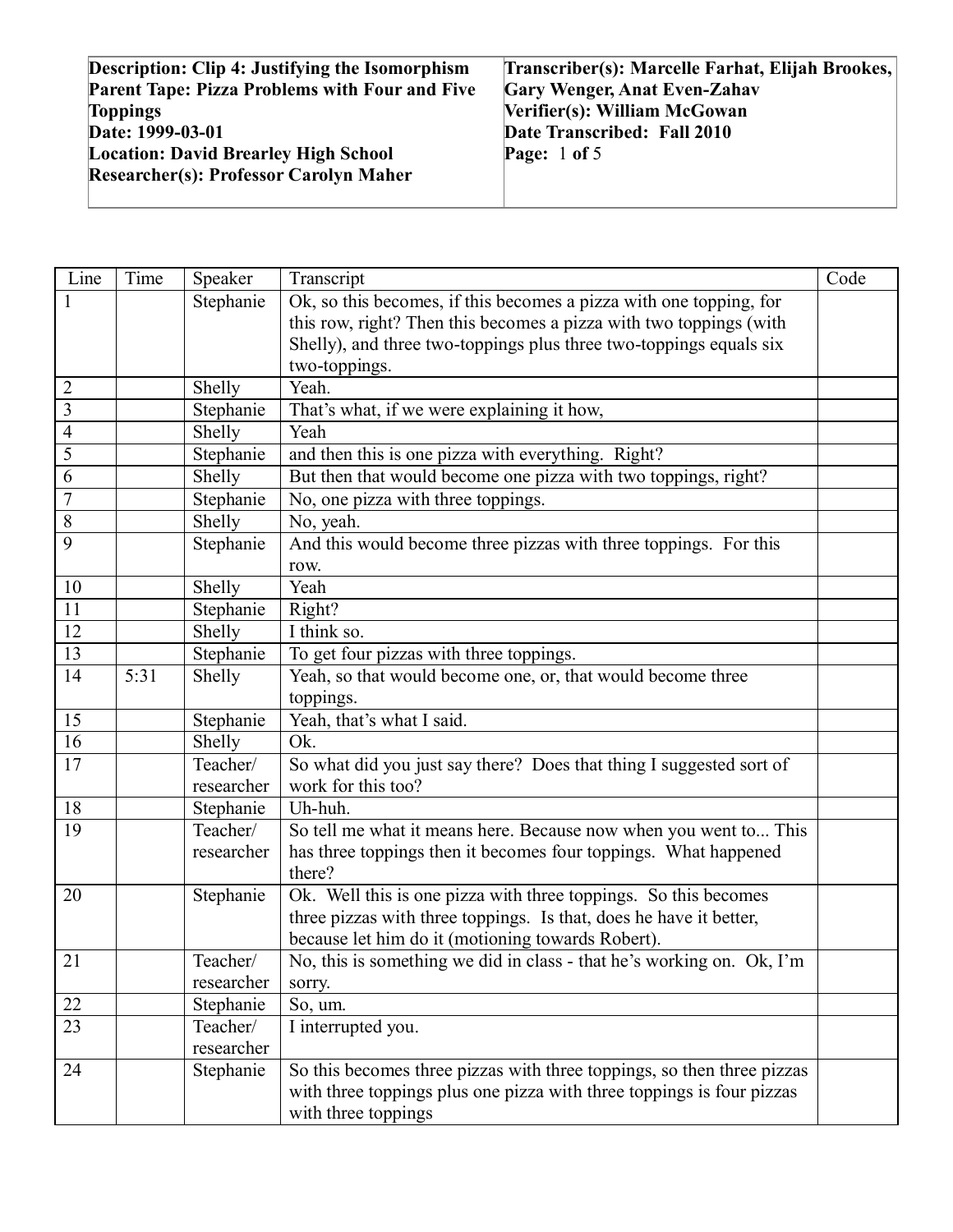| Description: Clip 4: Justifying the Isomorphism<br>Parent Tape: Pizza Problems with Four and Five Toppings<br>Date: 1999-03-01<br>Location: David Brearley High School<br>Researcher(s): Professor Carolyn Maher | Transcriber(s): Marcelle Farhat, Elijah Brookes, Gary Wenger, Anat Even-Zahav<br>Verifier(s): William McGowan<br>Date Transcribed: Fall 2010<br>Page: 1 of 5 |
| --- | --- |

| Line | Time | Speaker | Transcript | Code |
| --- | --- | --- | --- | --- |
| 1 | | Stephanie | Ok, so this becomes, if this becomes a pizza with one topping, for this row, right? Then this becomes a pizza with two toppings (with Shelly), and three two-toppings plus three two-toppings equals six two-toppings. | |
| 2 | | Shelly | Yeah. | |
| 3 | | Stephanie | That's what, if we were explaining it how, | |
| 4 | | Shelly | Yeah | |
| 5 | | Stephanie | and then this is one pizza with everything. Right? | |
| 6 | | Shelly | But then that would become one pizza with two toppings, right? | |
| 7 | | Stephanie | No, one pizza with three toppings. | |
| 8 | | Shelly | No, yeah. | |
| 9 | | Stephanie | And this would become three pizzas with three toppings. For this row. | |
| 10 | | Shelly | Yeah | |
| 11 | | Stephanie | Right? | |
| 12 | | Shelly | I think so. | |
| 13 | | Stephanie | To get four pizzas with three toppings. | |
| 14 | 5:31 | Shelly | Yeah, so that would become one, or, that would become three toppings. | |
| 15 | | Stephanie | Yeah, that's what I said. | |
| 16 | | Shelly | Ok. | |
| 17 | | Teacher/ researcher | So what did you just say there? Does that thing I suggested sort of work for this too? | |
| 18 | | Stephanie | Uh-huh. | |
| 19 | | Teacher/ researcher | So tell me what it means here. Because now when you went to... This has three toppings then it becomes four toppings. What happened there? | |
| 20 | | Stephanie | Ok. Well this is one pizza with three toppings. So this becomes three pizzas with three toppings. Is that, does he have it better, because let him do it (motioning towards Robert). | |
| 21 | | Teacher/ researcher | No, this is something we did in class - that he's working on. Ok, I'm sorry. | |
| 22 | | Stephanie | So, um. | |
| 23 | | Teacher/ researcher | I interrupted you. | |
| 24 | | Stephanie | So this becomes three pizzas with three toppings, so then three pizzas with three toppings plus one pizza with three toppings is four pizzas with three toppings | |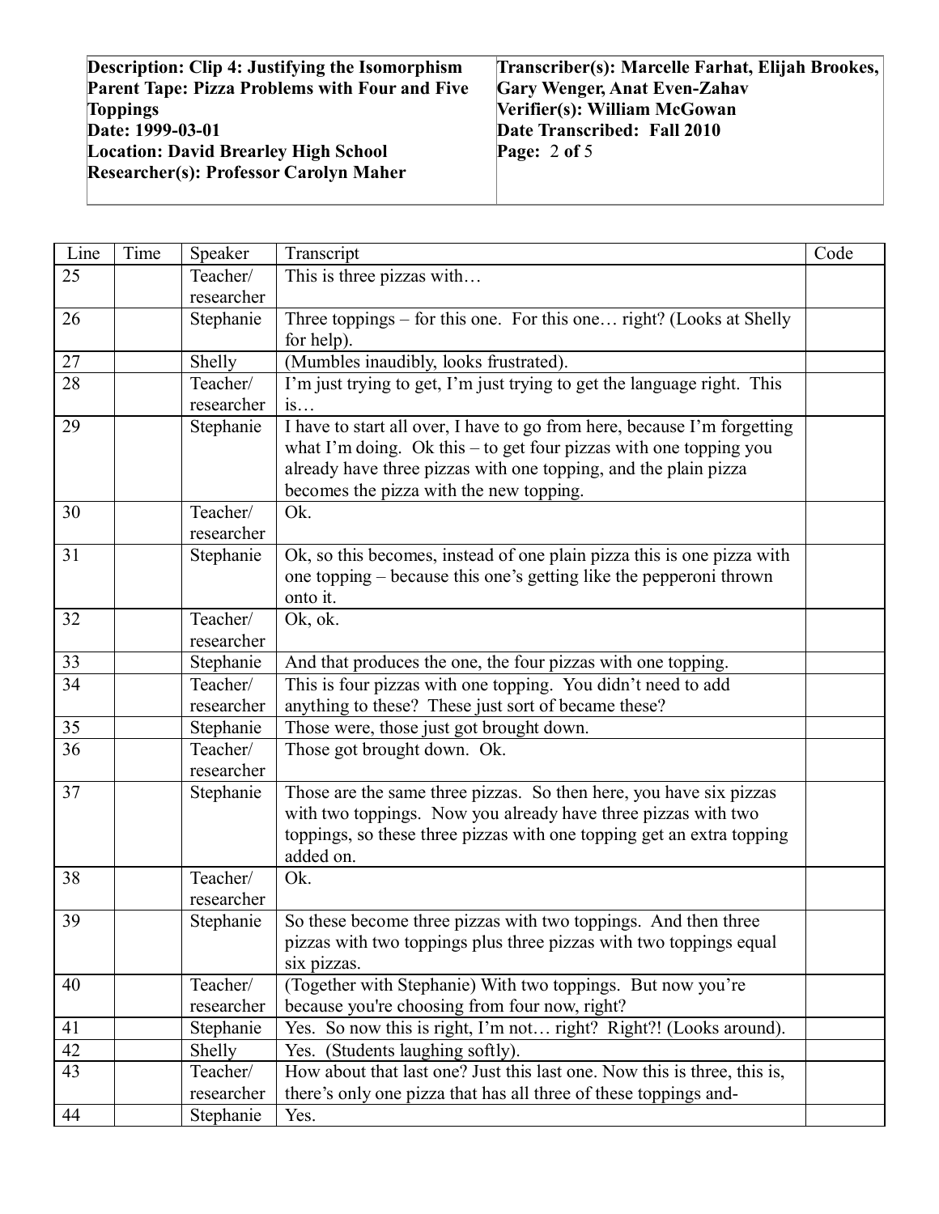| Description: Clip 4: Justifying the Isomorphism<br>Parent Tape: Pizza Problems with Four and Five Toppings<br>Date: 1999-03-01<br>Location: David Brearley High School<br>Researcher(s): Professor Carolyn Maher | Transcriber(s): Marcelle Farhat, Elijah Brookes, Gary Wenger, Anat Even-Zahav<br>Verifier(s): William McGowan<br>Date Transcribed: Fall 2010<br>Page: 2 of 5 |
|---|---|

| Line | Time | Speaker | Transcript | Code |
|---|---|---|---|---|
| 25 | | Teacher/ researcher | This is three pizzas with… | |
| 26 | | Stephanie | Three toppings – for this one. For this one… right? (Looks at Shelly for help). | |
| 27 | | Shelly | (Mumbles inaudibly, looks frustrated). | |
| 28 | | Teacher/ researcher | I'm just trying to get, I'm just trying to get the language right. This is… | |
| 29 | | Stephanie | I have to start all over, I have to go from here, because I'm forgetting what I'm doing. Ok this – to get four pizzas with one topping you already have three pizzas with one topping, and the plain pizza becomes the pizza with the new topping. | |
| 30 | | Teacher/ researcher | Ok. | |
| 31 | | Stephanie | Ok, so this becomes, instead of one plain pizza this is one pizza with one topping – because this one's getting like the pepperoni thrown onto it. | |
| 32 | | Teacher/ researcher | Ok, ok. | |
| 33 | | Stephanie | And that produces the one, the four pizzas with one topping. | |
| 34 | | Teacher/ researcher | This is four pizzas with one topping. You didn't need to add anything to these? These just sort of became these? | |
| 35 | | Stephanie | Those were, those just got brought down. | |
| 36 | | Teacher/ researcher | Those got brought down. Ok. | |
| 37 | | Stephanie | Those are the same three pizzas. So then here, you have six pizzas with two toppings. Now you already have three pizzas with two toppings, so these three pizzas with one topping get an extra topping added on. | |
| 38 | | Teacher/ researcher | Ok. | |
| 39 | | Stephanie | So these become three pizzas with two toppings. And then three pizzas with two toppings plus three pizzas with two toppings equal six pizzas. | |
| 40 | | Teacher/ researcher | (Together with Stephanie) With two toppings. But now you're because you're choosing from four now, right? | |
| 41 | | Stephanie | Yes. So now this is right, I'm not… right? Right?! (Looks around). | |
| 42 | | Shelly | Yes. (Students laughing softly). | |
| 43 | | Teacher/ researcher | How about that last one? Just this last one. Now this is three, this is, there's only one pizza that has all three of these toppings and- | |
| 44 | | Stephanie | Yes. | |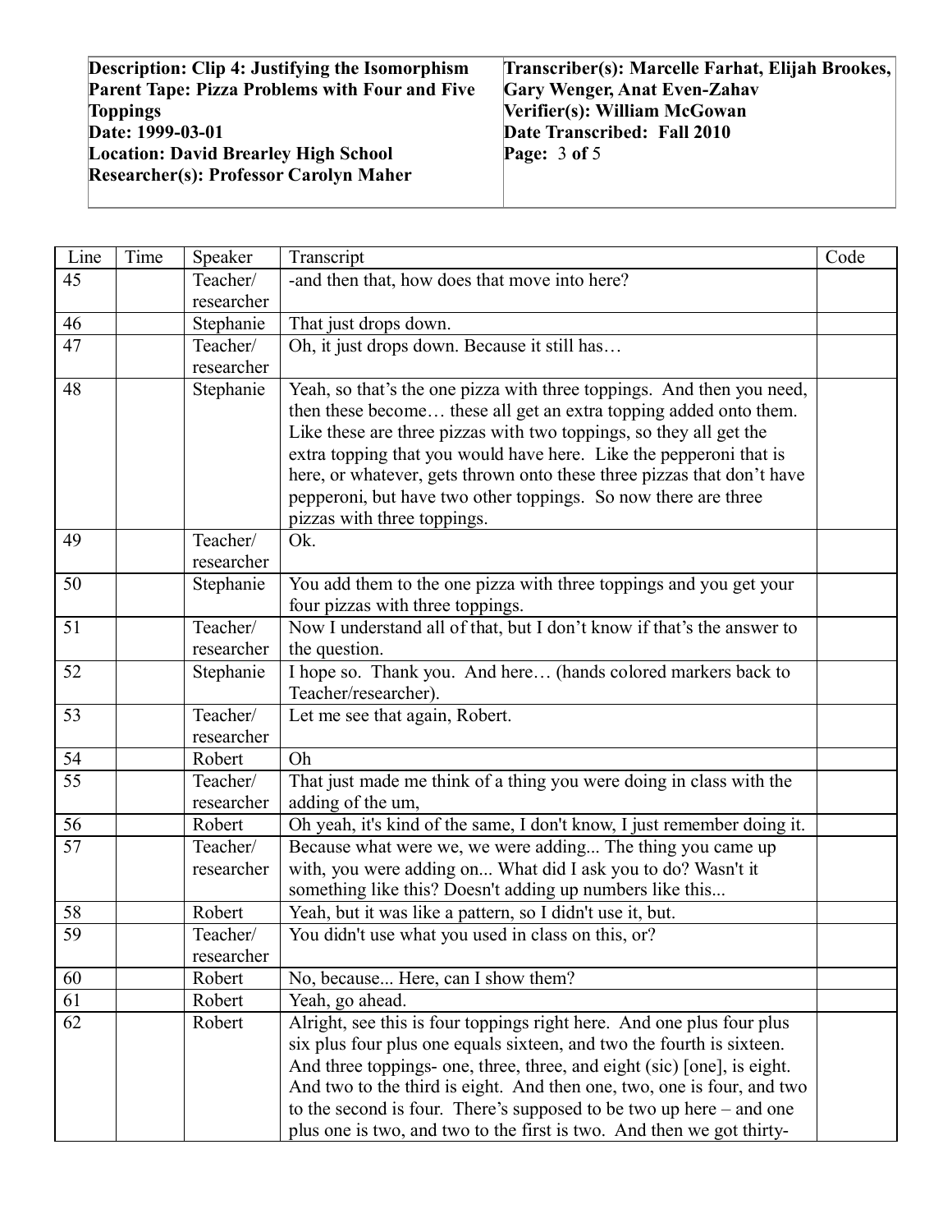| Description: Clip 4: Justifying the Isomorphism<br>Parent Tape: Pizza Problems with Four and Five Toppings<br>Date: 1999-03-01<br>Location: David Brearley High School<br>Researcher(s): Professor Carolyn Maher | Transcriber(s): Marcelle Farhat, Elijah Brookes, Gary Wenger, Anat Even-Zahav<br>Verifier(s): William McGowan<br>Date Transcribed: Fall 2010<br>Page: 3 of 5 |
| --- | --- |

| Line | Time | Speaker | Transcript | Code |
| --- | --- | --- | --- | --- |
| 45 | | Teacher/ researcher | -and then that, how does that move into here? | |
| 46 | | Stephanie | That just drops down. | |
| 47 | | Teacher/ researcher | Oh, it just drops down. Because it still has… | |
| 48 | | Stephanie | Yeah, so that's the one pizza with three toppings. And then you need, then these become… these all get an extra topping added onto them. Like these are three pizzas with two toppings, so they all get the extra topping that you would have here. Like the pepperoni that is here, or whatever, gets thrown onto these three pizzas that don't have pepperoni, but have two other toppings. So now there are three pizzas with three toppings. | |
| 49 | | Teacher/ researcher | Ok. | |
| 50 | | Stephanie | You add them to the one pizza with three toppings and you get your four pizzas with three toppings. | |
| 51 | | Teacher/ researcher | Now I understand all of that, but I don't know if that's the answer to the question. | |
| 52 | | Stephanie | I hope so. Thank you. And here… (hands colored markers back to Teacher/researcher). | |
| 53 | | Teacher/ researcher | Let me see that again, Robert. | |
| 54 | | Robert | Oh | |
| 55 | | Teacher/ researcher | That just made me think of a thing you were doing in class with the adding of the um, | |
| 56 | | Robert | Oh yeah, it's kind of the same, I don't know, I just remember doing it. | |
| 57 | | Teacher/ researcher | Because what were we, we were adding... The thing you came up with, you were adding on... What did I ask you to do? Wasn't it something like this? Doesn't adding up numbers like this... | |
| 58 | | Robert | Yeah, but it was like a pattern, so I didn't use it, but. | |
| 59 | | Teacher/ researcher | You didn't use what you used in class on this, or? | |
| 60 | | Robert | No, because... Here, can I show them? | |
| 61 | | Robert | Yeah, go ahead. | |
| 62 | | Robert | Alright, see this is four toppings right here. And one plus four plus six plus four plus one equals sixteen, and two the fourth is sixteen. And three toppings- one, three, three, and eight (sic) [one], is eight. And two to the third is eight. And then one, two, one is four, and two to the second is four. There's supposed to be two up here – and one plus one is two, and two to the first is two. And then we got thirty- | |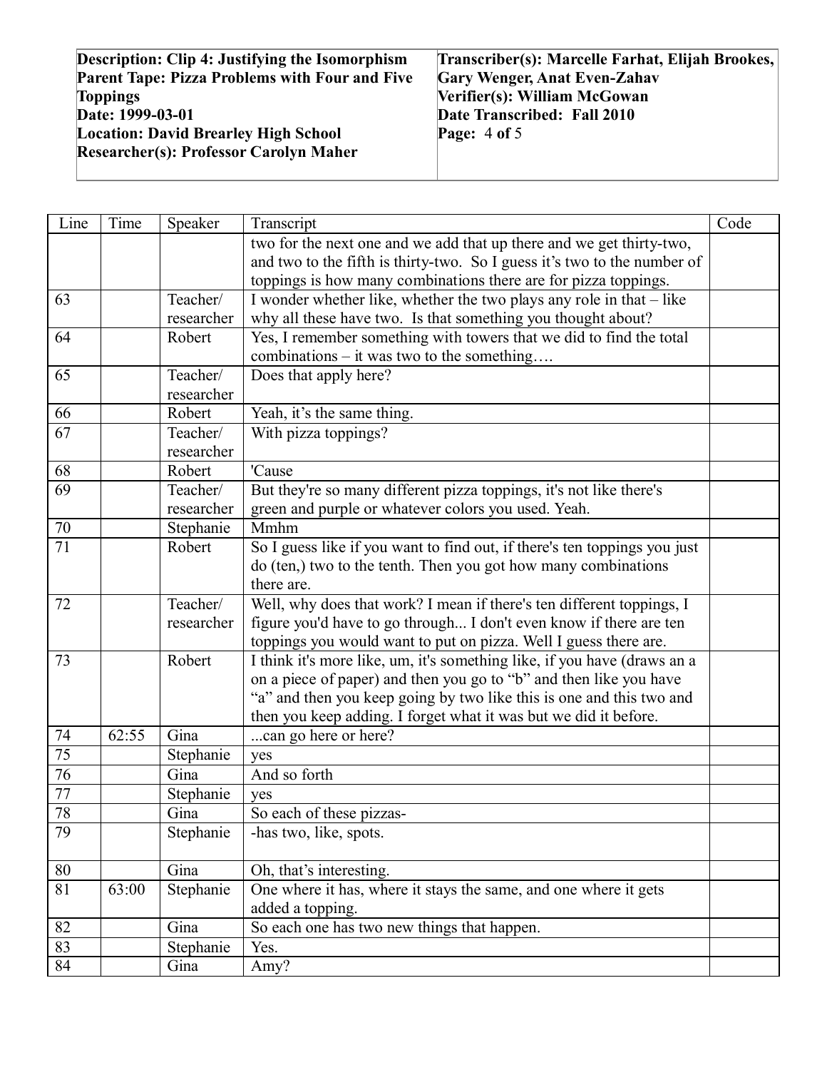| **Description: Clip 4: Justifying the Isomorphism**<br>**Parent Tape: Pizza Problems with Four and Five Toppings**<br>**Date: 1999-03-01**<br>**Location: David Brearley High School**<br>**Researcher(s): Professor Carolyn Maher** | **Transcriber(s): Marcelle Farhat, Elijah Brookes, Gary Wenger, Anat Even-Zahav**<br>**Verifier(s): William McGowan**<br>**Date Transcribed: Fall 2010**<br>**Page:** 4 **of** 5 |
|---|---|

| Line | Time | Speaker | Transcript | Code |
|---|---|---|---|---|
| | | | two for the next one and we add that up there and we get thirty-two, and two to the fifth is thirty-two. So I guess it's two to the number of toppings is how many combinations there are for pizza toppings. | |
| 63 | | Teacher/ researcher | I wonder whether like, whether the two plays any role in that – like why all these have two. Is that something you thought about? | |
| 64 | | Robert | Yes, I remember something with towers that we did to find the total combinations – it was two to the something…. | |
| 65 | | Teacher/ researcher | Does that apply here? | |
| 66 | | Robert | Yeah, it's the same thing. | |
| 67 | | Teacher/ researcher | With pizza toppings? | |
| 68 | | Robert | 'Cause | |
| 69 | | Teacher/ researcher | But they're so many different pizza toppings, it's not like there's green and purple or whatever colors you used. Yeah. | |
| 70 | | Stephanie | Mmhm | |
| 71 | | Robert | So I guess like if you want to find out, if there's ten toppings you just do (ten,) two to the tenth. Then you got how many combinations there are. | |
| 72 | | Teacher/ researcher | Well, why does that work? I mean if there's ten different toppings, I figure you'd have to go through... I don't even know if there are ten toppings you would want to put on pizza. Well I guess there are. | |
| 73 | | Robert | I think it's more like, um, it's something like, if you have (draws an a on a piece of paper) and then you go to "b" and then like you have "a" and then you keep going by two like this is one and this two and then you keep adding. I forget what it was but we did it before. | |
| 74 | 62:55 | Gina | ...can go here or here? | |
| 75 | | Stephanie | yes | |
| 76 | | Gina | And so forth | |
| 77 | | Stephanie | yes | |
| 78 | | Gina | So each of these pizzas- | |
| 79 | | Stephanie | -has two, like, spots. | |
| 80 | | Gina | Oh, that's interesting. | |
| 81 | 63:00 | Stephanie | One where it has, where it stays the same, and one where it gets added a topping. | |
| 82 | | Gina | So each one has two new things that happen. | |
| 83 | | Stephanie | Yes. | |
| 84 | | Gina | Amy? | |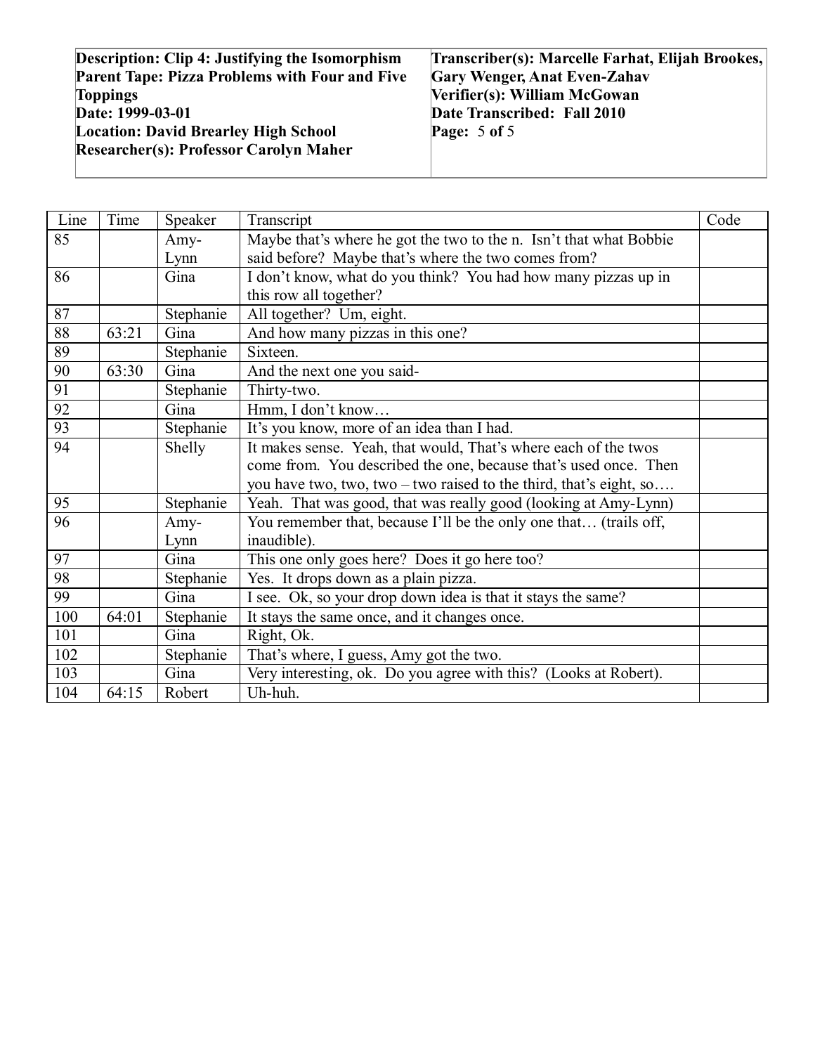| | |
|---|---|
| **Description: Clip 4: Justifying the Isomorphism** | **Transcriber(s): Marcelle Farhat, Elijah Brookes, Gary Wenger, Anat Even-Zahav** |
| **Parent Tape: Pizza Problems with Four and Five Toppings** | **Verifier(s): William McGowan** |
| **Date: 1999-03-01** | **Date Transcribed: Fall 2010** |
| **Location: David Brearley High School** | **Page: 5 of 5** |
| **Researcher(s): Professor Carolyn Maher** | |

| Line | Time | Speaker | Transcript | Code |
|---|---|---|---|---|
| 85 | | Amy-Lynn | Maybe that's where he got the two to the n. Isn't that what Bobbie said before? Maybe that's where the two comes from? | |
| 86 | | Gina | I don't know, what do you think? You had how many pizzas up in this row all together? | |
| 87 | | Stephanie | All together? Um, eight. | |
| 88 | 63:21 | Gina | And how many pizzas in this one? | |
| 89 | | Stephanie | Sixteen. | |
| 90 | 63:30 | Gina | And the next one you said- | |
| 91 | | Stephanie | Thirty-two. | |
| 92 | | Gina | Hmm, I don't know… | |
| 93 | | Stephanie | It's you know, more of an idea than I had. | |
| 94 | | Shelly | It makes sense. Yeah, that would, That's where each of the twos come from. You described the one, because that's used once. Then you have two, two, two – two raised to the third, that's eight, so…. | |
| 95 | | Stephanie | Yeah. That was good, that was really good (looking at Amy-Lynn) | |
| 96 | | Amy-Lynn | You remember that, because I'll be the only one that… (trails off, inaudible). | |
| 97 | | Gina | This one only goes here? Does it go here too? | |
| 98 | | Stephanie | Yes. It drops down as a plain pizza. | |
| 99 | | Gina | I see. Ok, so your drop down idea is that it stays the same? | |
| 100 | 64:01 | Stephanie | It stays the same once, and it changes once. | |
| 101 | | Gina | Right, Ok. | |
| 102 | | Stephanie | That's where, I guess, Amy got the two. | |
| 103 | | Gina | Very interesting, ok. Do you agree with this? (Looks at Robert). | |
| 104 | 64:15 | Robert | Uh-huh. | |